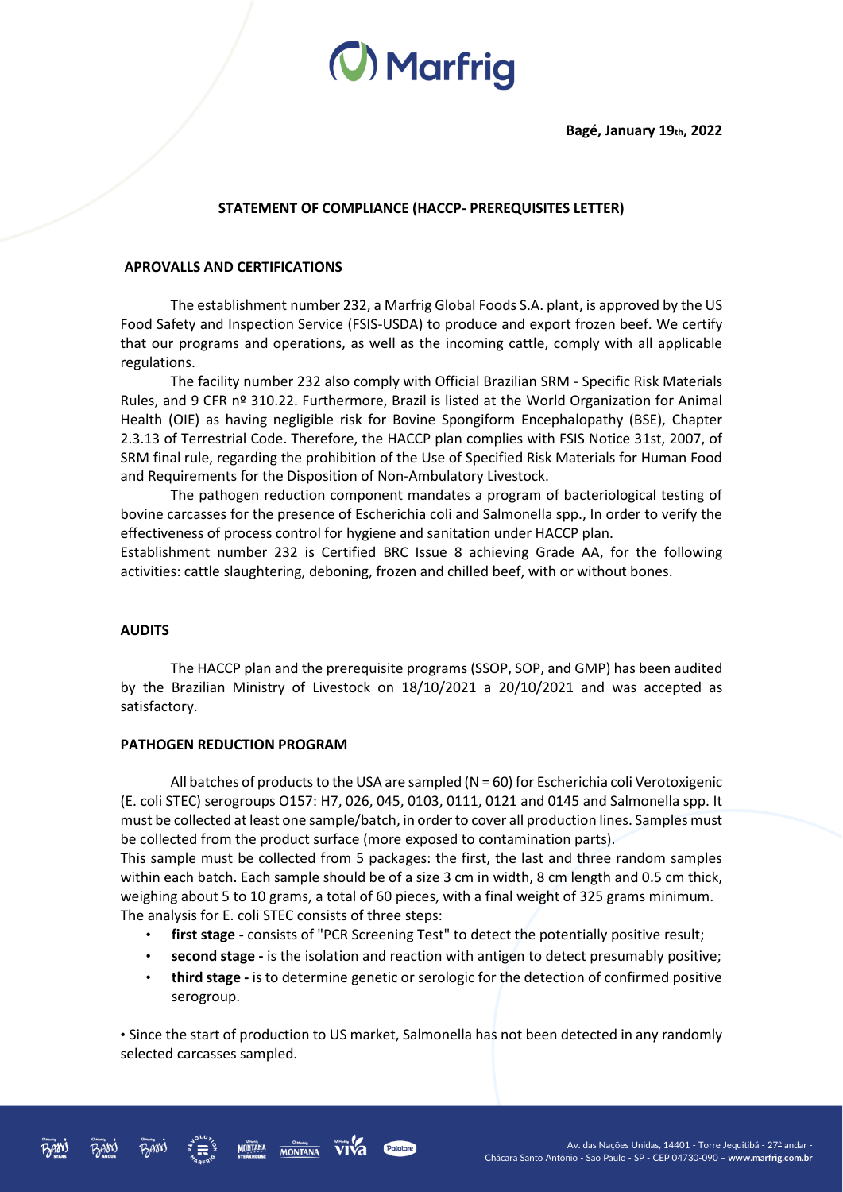Bagé, January 19th, 2022

**STATEMENT OF COMPLIANCE (HACCP- PREREQUISITES LETTER)**

**APROVALLS AND CERTIFICATIONS**

The establishment number 232, a Marfrig Global Foods S.A. plant, is approved by the US Food Safety and Inspection Service (FSIS-USDA) to produce and export frozen beef. We certify that our programs and operations, as well as the incoming cattle, comply with all applicable regulations.

The facility number 232 also comply with Official Brazilian SRM - Specific Risk Materials Rules, and 9 CFR nº 310.22. Furthermore, Brazil is listed at the World Organization for Animal Health (OIE) as having negligible risk for Bovine Spongiform Encephalopathy (BSE), Chapter 2.3.13 of Terrestrial Code. Therefore, the HACCP plan complies with FSIS Notice 31st, 2007, of SRM final rule, regarding the prohibition of the Use of Specified Risk Materials for Human Food and Requirements for the Disposition of Non-Ambulatory Livestock.

The pathogen reduction component mandates a program of bacteriological testing of bovine carcasses for the presence of Escherichia coli and Salmonella spp., In order to verify the effectiveness of process control for hygiene and sanitation under HACCP plan.

Establishment number 232 is Certified BRC Issue 8 achieving Grade AA, for the following activities: cattle slaughtering, deboning, frozen and chilled beef, with or without bones.

**AUDITS**

The HACCP plan and the prerequisite programs (SSOP, SOP, and GMP) has been audited by the Brazilian Ministry of Livestock on 18/10/2021 a 20/10/2021 and was accepted as satisfactory.

**PATHOGEN REDUCTION PROGRAM**

All batches of products to the USA are sampled (N = 60) for Escherichia coli Verotoxigenic (E. coli STEC) serogroups O157: H7, 026, 045, 0103, 0111, 0121 and 0145 and Salmonella spp. It must be collected at least one sample/batch, in order to cover all production lines. Samples must be collected from the product surface (more exposed to contamination parts).

This sample must be collected from 5 packages: the first, the last and three random samples within each batch. Each sample should be of a size 3 cm in width, 8 cm length and 0.5 cm thick, weighing about 5 to 10 grams, a total of 60 pieces, with a final weight of 325 grams minimum.

The analysis for E. coli STEC consists of three steps:

- **first stage -** consists of "PCR Screening Test" to detect the potentially positive result;
- **second stage -** is the isolation and reaction with antigen to detect presumably positive;
- **third stage -** is to determine genetic or serologic for the detection of confirmed positive serogroup.

• Since the start of production to US market, Salmonella has not been detected in any randomly selected carcasses sampled.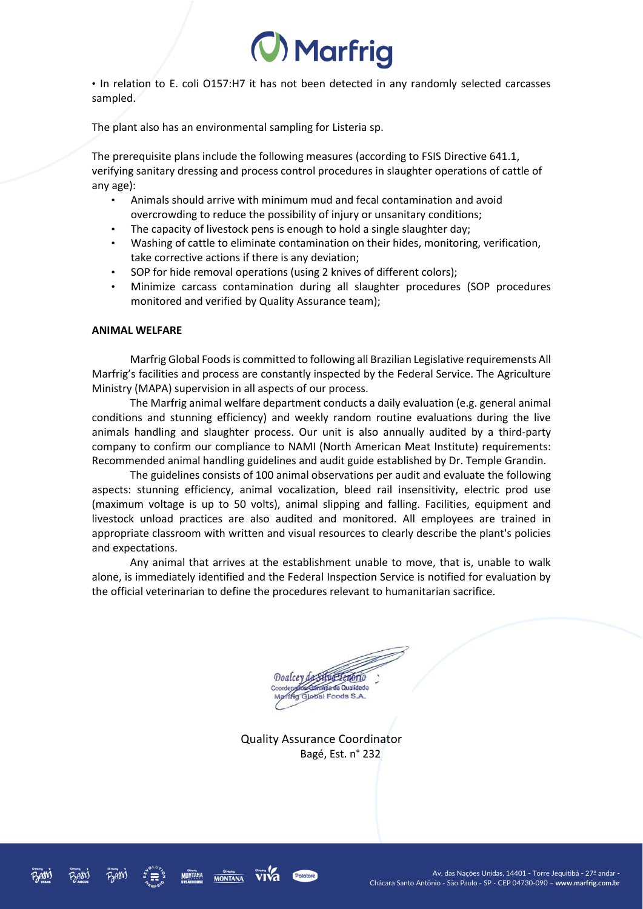• In relation to E. coli O157:H7 it has not been detected in any randomly selected carcasses sampled.

The plant also has an environmental sampling for Listeria sp.

The prerequisite plans include the following measures (according to FSIS Directive 641.1, verifying sanitary dressing and process control procedures in slaughter operations of cattle of any age):

- Animals should arrive with minimum mud and fecal contamination and avoid overcrowding to reduce the possibility of injury or unsanitary conditions;
- The capacity of livestock pens is enough to hold a single slaughter day;
- Washing of cattle to eliminate contamination on their hides, monitoring, verification, take corrective actions if there is any deviation;
- SOP for hide removal operations (using 2 knives of different colors);
- Minimize carcass contamination during all slaughter procedures (SOP procedures monitored and verified by Quality Assurance team);

**ANIMAL WELFARE**

Marfrig Global Foods is committed to following all Brazilian Legislative requiremensts All Marfrig's facilities and process are constantly inspected by the Federal Service. The Agriculture Ministry (MAPA) supervision in all aspects of our process.

The Marfrig animal welfare department conducts a daily evaluation (e.g. general animal conditions and stunning efficiency) and weekly random routine evaluations during the live animals handling and slaughter process. Our unit is also annually audited by a third-party company to confirm our compliance to NAMI (North American Meat Institute) requirements: Recommended animal handling guidelines and audit guide established by Dr. Temple Grandin.

The guidelines consists of 100 animal observations per audit and evaluate the following aspects: stunning efficiency, animal vocalization, bleed rail insensitivity, electric prod use (maximum voltage is up to 50 volts), animal slipping and falling. Facilities, equipment and livestock unload practices are also audited and monitored. All employees are trained in appropriate classroom with written and visual resources to clearly describe the plant's policies and expectations.

Any animal that arrives at the establishment unable to move, that is, unable to walk alone, is immediately identified and the Federal Inspection Service is notified for evaluation by the official veterinarian to define the procedures relevant to humanitarian sacrifice.

Doalcey da Silva Tenório
Coordenador Garantia da Qualidade
Marfrig Global Foods S.A.

Quality Assurance Coordinator
Bagé, Est. n° 232